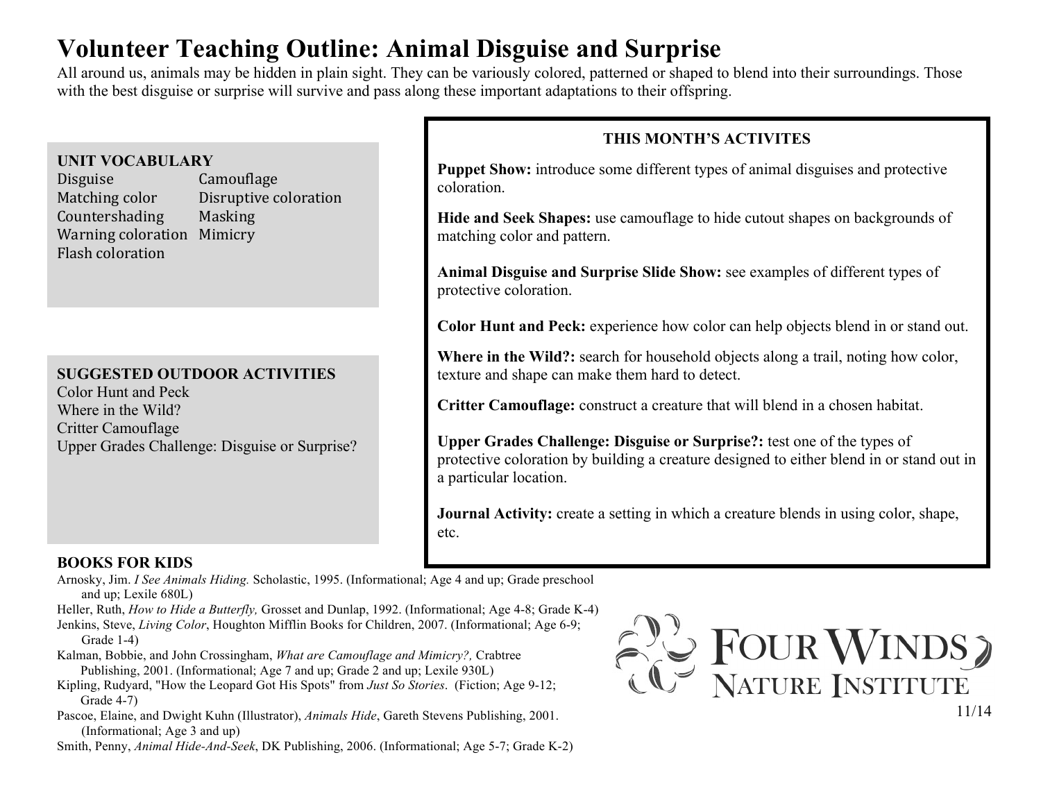# Volunteer Teaching Outline: Animal Disguise and Surprise

All around us, animals may be hidden in plain sight. They can be variously colored, patterned or shaped to blend into their surroundings. Those with the best disguise or surprise will survive and pass along these important adaptations to their offspring.

## UNIT VOCABULARY

| | |
|---|---|
| Disguise | Camouflage |
| Matching color | Disruptive coloration |
| Countershading | Masking |
| Warning coloration | Mimicry |
| Flash coloration | |

## SUGGESTED OUTDOOR ACTIVITIES

- Color Hunt and Peck
- Where in the Wild?
- Critter Camouflage
- Upper Grades Challenge: Disguise or Surprise?

## THIS MONTH'S ACTIVITES

**Puppet Show:** introduce some different types of animal disguises and protective coloration.

**Hide and Seek Shapes:** use camouflage to hide cutout shapes on backgrounds of matching color and pattern.

**Animal Disguise and Surprise Slide Show:** see examples of different types of protective coloration.

**Color Hunt and Peck:** experience how color can help objects blend in or stand out.

**Where in the Wild?:** search for household objects along a trail, noting how color, texture and shape can make them hard to detect.

**Critter Camouflage:** construct a creature that will blend in a chosen habitat.

**Upper Grades Challenge: Disguise or Surprise?:** test one of the types of protective coloration by building a creature designed to either blend in or stand out in a particular location.

**Journal Activity:** create a setting in which a creature blends in using color, shape, etc.

## BOOKS FOR KIDS

Arnosky, Jim. *I See Animals Hiding.* Scholastic, 1995. (Informational; Age 4 and up; Grade preschool and up; Lexile 680L)

Heller, Ruth, *How to Hide a Butterfly,* Grosset and Dunlap, 1992. (Informational; Age 4-8; Grade K-4)

Jenkins, Steve, *Living Color*, Houghton Mifflin Books for Children, 2007. (Informational; Age 6-9; Grade 1-4)

Kalman, Bobbie, and John Crossingham, *What are Camouflage and Mimicry?,* Crabtree Publishing, 2001. (Informational; Age 7 and up; Grade 2 and up; Lexile 930L)

Kipling, Rudyard, "How the Leopard Got His Spots" from *Just So Stories*. (Fiction; Age 9-12; Grade 4-7)

Pascoe, Elaine, and Dwight Kuhn (Illustrator), *Animals Hide*, Gareth Stevens Publishing, 2001. (Informational; Age 3 and up)

Smith, Penny, *Animal Hide-And-Seek*, DK Publishing, 2006. (Informational; Age 5-7; Grade K-2)

FOUR WINDS NATURE INSTITUTE

11/14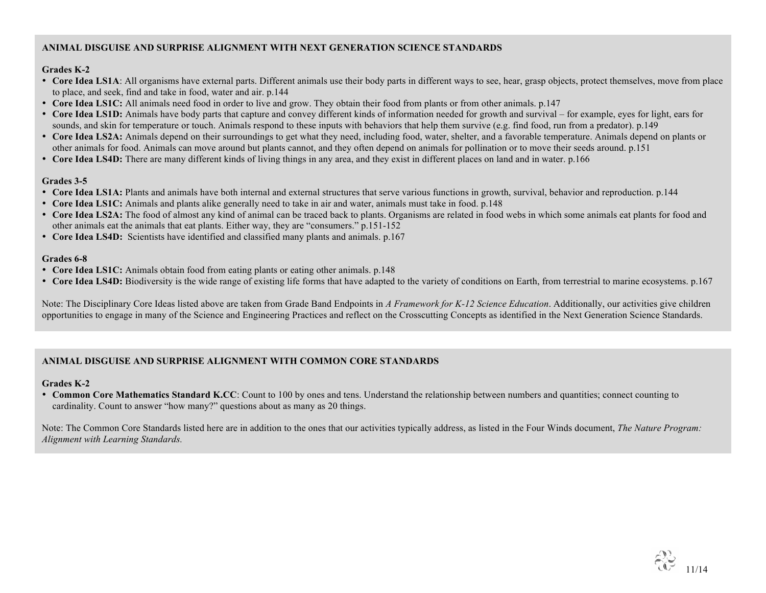## ANIMAL DISGUISE AND SURPRISE ALIGNMENT WITH NEXT GENERATION SCIENCE STANDARDS

### Grades K-2

- **Core Idea LS1A**: All organisms have external parts. Different animals use their body parts in different ways to see, hear, grasp objects, protect themselves, move from place to place, and seek, find and take in food, water and air. p.144
- **Core Idea LS1C:** All animals need food in order to live and grow. They obtain their food from plants or from other animals. p.147
- **Core Idea LS1D:** Animals have body parts that capture and convey different kinds of information needed for growth and survival – for example, eyes for light, ears for sounds, and skin for temperature or touch. Animals respond to these inputs with behaviors that help them survive (e.g. find food, run from a predator). p.149
- **Core Idea LS2A:** Animals depend on their surroundings to get what they need, including food, water, shelter, and a favorable temperature. Animals depend on plants or other animals for food. Animals can move around but plants cannot, and they often depend on animals for pollination or to move their seeds around. p.151
- **Core Idea LS4D:** There are many different kinds of living things in any area, and they exist in different places on land and in water. p.166

### Grades 3-5

- **Core Idea LS1A:** Plants and animals have both internal and external structures that serve various functions in growth, survival, behavior and reproduction. p.144
- **Core Idea LS1C:** Animals and plants alike generally need to take in air and water, animals must take in food. p.148
- **Core Idea LS2A:** The food of almost any kind of animal can be traced back to plants. Organisms are related in food webs in which some animals eat plants for food and other animals eat the animals that eat plants. Either way, they are "consumers." p.151-152
- **Core Idea LS4D:** Scientists have identified and classified many plants and animals. p.167

### Grades 6-8

- **Core Idea LS1C:** Animals obtain food from eating plants or eating other animals. p.148
- **Core Idea LS4D:** Biodiversity is the wide range of existing life forms that have adapted to the variety of conditions on Earth, from terrestrial to marine ecosystems. p.167

Note: The Disciplinary Core Ideas listed above are taken from Grade Band Endpoints in *A Framework for K-12 Science Education*. Additionally, our activities give children opportunities to engage in many of the Science and Engineering Practices and reflect on the Crosscutting Concepts as identified in the Next Generation Science Standards.

## ANIMAL DISGUISE AND SURPRISE ALIGNMENT WITH COMMON CORE STANDARDS

### Grades K-2

- **Common Core Mathematics Standard K.CC**: Count to 100 by ones and tens. Understand the relationship between numbers and quantities; connect counting to cardinality. Count to answer "how many?" questions about as many as 20 things.

Note: The Common Core Standards listed here are in addition to the ones that our activities typically address, as listed in the Four Winds document, *The Nature Program: Alignment with Learning Standards.*